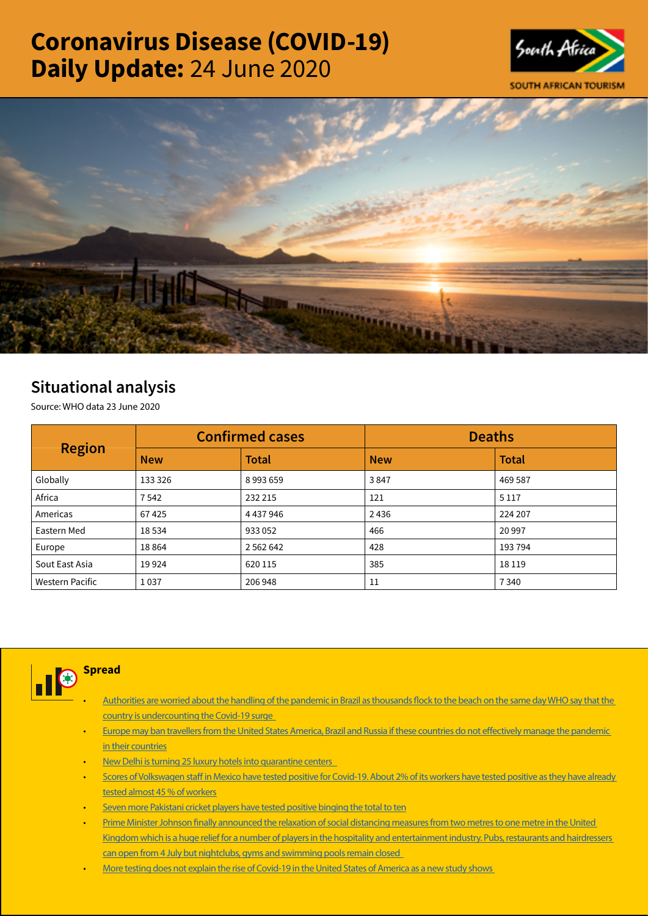# Coronavirus Disease (COVID-19) Daily Update: 24 June 2020

SOUTH AFRICAN TOURISM

## Situational analysis

Source: WHO data 23 June 2020

| Region | Confirmed cases | | Deaths | |
|---|---|---|---|---|
| | New | Total | New | Total |
| Globally | 133 326 | 8 993 659 | 3 847 | 469 587 |
| Africa | 7 542 | 232 215 | 121 | 5 117 |
| Americas | 67 425 | 4 437 946 | 2 436 | 224 207 |
| Eastern Med | 18 534 | 933 052 | 466 | 20 997 |
| Europe | 18 864 | 2 562 642 | 428 | 193 794 |
| Sout East Asia | 19 924 | 620 115 | 385 | 18 119 |
| Western Pacific | 1 037 | 206 948 | 11 | 7 340 |

### Spread

- Authorities are worried about the handling of the pandemic in Brazil as thousands flock to the beach on the same day WHO say that the country is undercounting the Covid-19 surge
- Europe may ban travellers from the United States America, Brazil and Russia if these countries do not effectively manage the pandemic in their countries
- New Delhi is turning 25 luxury hotels into quarantine centers
- Scores of Volkswagen staff in Mexico have tested positive for Covid-19. About 2% of its workers have tested positive as they have already tested almost 45 % of workers
- Seven more Pakistani cricket players have tested positive binging the total to ten
- Prime Minister Johnson finally announced the relaxation of social distancing measures from two metres to one metre in the United Kingdom which is a huge relief for a number of players in the hospitality and entertainment industry. Pubs, restaurants and hairdressers can open from 4 July but nightclubs, gyms and swimming pools remain closed
- More testing does not explain the rise of Covid-19 in the United States of America as a new study shows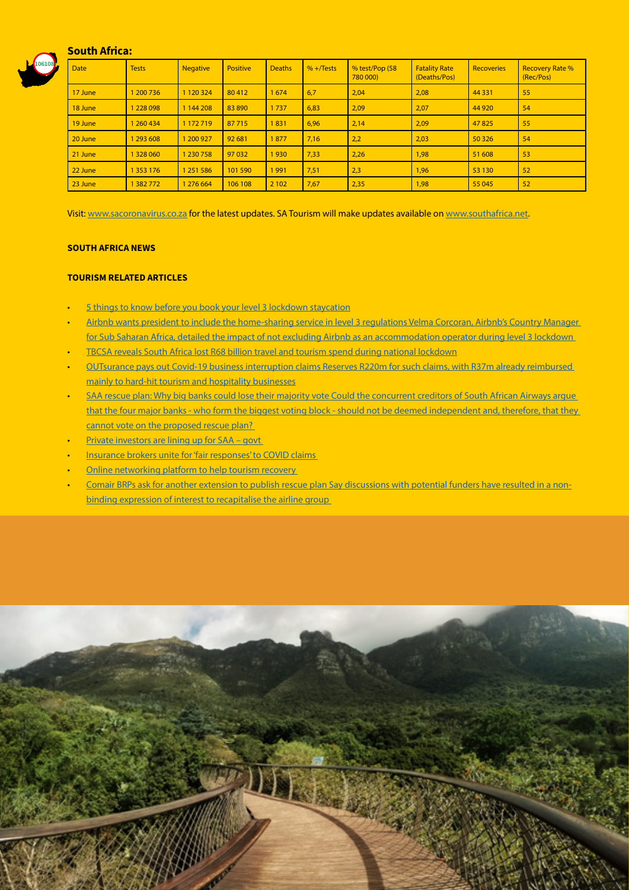## South Africa:

| Date | Tests | Negative | Positive | Deaths | % +/Tests | % test/Pop (58 780 000) | Fatality Rate (Deaths/Pos) | Recoveries | Recovery Rate % (Rec/Pos) |
|---|---|---|---|---|---|---|---|---|---|
| 17 June | 1 200 736 | 1 120 324 | 80 412 | 1 674 | 6,7 | 2,04 | 2,08 | 44 331 | 55 |
| 18 June | 1 228 098 | 1 144 208 | 83 890 | 1 737 | 6,83 | 2,09 | 2,07 | 44 920 | 54 |
| 19 June | 1 260 434 | 1 172 719 | 87 715 | 1 831 | 6,96 | 2,14 | 2,09 | 47 825 | 55 |
| 20 June | 1 293 608 | 1 200 927 | 92 681 | 1 877 | 7,16 | 2,2 | 2,03 | 50 326 | 54 |
| 21 June | 1 328 060 | 1 230 758 | 97 032 | 1 930 | 7,33 | 2,26 | 1,98 | 51 608 | 53 |
| 22 June | 1 353 176 | 1 251 586 | 101 590 | 1 991 | 7,51 | 2,3 | 1,96 | 53 130 | 52 |
| 23 June | 1 382 772 | 1 276 664 | 106 108 | 2 102 | 7,67 | 2,35 | 1,98 | 55 045 | 52 |

Visit: www.sacoronavirus.co.za for the latest updates. SA Tourism will make updates available on www.southafrica.net.

**SOUTH AFRICA NEWS**

**TOURISM RELATED ARTICLES**

- 5 things to know before you book your level 3 lockdown staycation
- Airbnb wants president to include the home-sharing service in level 3 regulations Velma Corcoran, Airbnb's Country Manager for Sub Saharan Africa, detailed the impact of not excluding Airbnb as an accommodation operator during level 3 lockdown
- TBCSA reveals South Africa lost R68 billion travel and tourism spend during national lockdown
- OUTsurance pays out Covid-19 business interruption claims Reserves R220m for such claims, with R37m already reimbursed mainly to hard-hit tourism and hospitality businesses
- SAA rescue plan: Why big banks could lose their majority vote Could the concurrent creditors of South African Airways argue that the four major banks - who form the biggest voting block - should not be deemed independent and, therefore, that they cannot vote on the proposed rescue plan?
- Private investors are lining up for SAA – govt
- Insurance brokers unite for 'fair responses' to COVID claims
- Online networking platform to help tourism recovery
- Comair BRPs ask for another extension to publish rescue plan Say discussions with potential funders have resulted in a non-binding expression of interest to recapitalise the airline group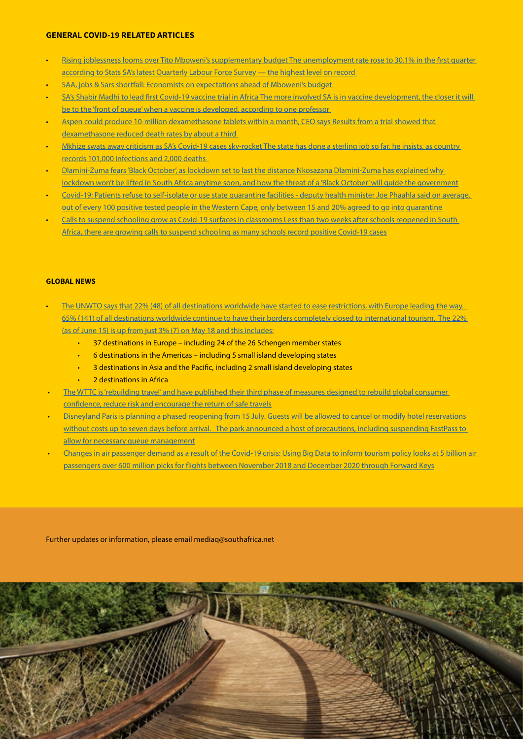## GENERAL COVID-19 RELATED ARTICLES

- Rising joblessness looms over Tito Mboweni's supplementary budget The unemployment rate rose to 30.1% in the first quarter according to Stats SA's latest Quarterly Labour Force Survey — the highest level on record
- SAA, jobs & Sars shortfall: Economists on expectations ahead of Mboweni's budget
- SA's Shabir Madhi to lead first Covid-19 vaccine trial in Africa The more involved SA is in vaccine development, the closer it will be to the 'front of queue' when a vaccine is developed, according to one professor
- Aspen could produce 10-million dexamethasone tablets within a month, CEO says Results from a trial showed that dexamethasone reduced death rates by about a third
- Mkhize swats away criticism as SA's Covid-19 cases sky-rocket The state has done a sterling job so far, he insists, as country records 101,000 infections and 2,000 deaths
- Dlamini-Zuma fears 'Black October', as lockdown set to last the distance Nkosazana Dlamini-Zuma has explained why lockdown won't be lifted in South Africa anytime soon, and how the threat of a 'Black October' will guide the government
- Covid-19: Patients refuse to self-isolate or use state quarantine facilities - deputy health minister Joe Phaahla said on average, out of every 100 positive tested people in the Western Cape, only between 15 and 20% agreed to go into quarantine
- Calls to suspend schooling grow as Covid-19 surfaces in classrooms Less than two weeks after schools reopened in South Africa, there are growing calls to suspend schooling as many schools record positive Covid-19 cases

## GLOBAL NEWS

- The UNWTO says that 22% (48) of all destinations worldwide have started to ease restrictions, with Europe leading the way. 65% (141) of all destinations worldwide continue to have their borders completely closed to international tourism. The 22% (as of June 15) is up from just 3% (7) on May 18 and this includes:
  - 37 destinations in Europe – including 24 of the 26 Schengen member states
  - 6 destinations in the Americas – including 5 small island developing states
  - 3 destinations in Asia and the Pacific, including 2 small island developing states
  - 2 destinations in Africa
- The WTTC is 'rebuilding travel' and have published their third phase of measures designed to rebuild global consumer confidence, reduce risk and encourage the return of safe travels
- Disneyland Paris is planning a phased reopening from 15 July. Guests will be allowed to cancel or modify hotel reservations without costs up to seven days before arrival. The park announced a host of precautions, including suspending FastPass to allow for necessary queue management
- Changes in air passenger demand as a result of the Covid-19 crisis: Using Big Data to inform tourism policy looks at 5 billion air passengers over 600 million picks for flights between November 2018 and December 2020 through Forward Keys

Further updates or information, please email mediaq@southafrica.net